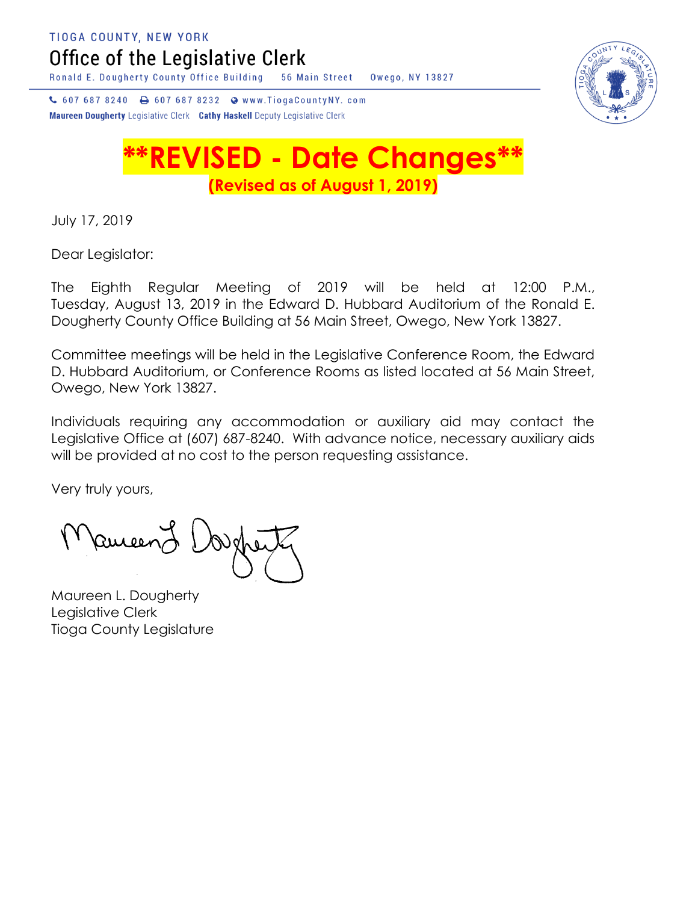TIOGA COUNTY, NEW YORK

# Office of the Legislative Clerk

Ronald E. Dougherty County Office Building    56 Main Street    Owego, NY 13827

607 687 8240    607 687 8232    www.TiogaCountyNY.com

**Maureen Dougherty** Legislative Clerk    **Cathy Haskell** Deputy Legislative Clerk

## **\*\*REVISED - Date Changes\*\***

**(Revised as of August 1, 2019)**

July 17, 2019

Dear Legislator:

The Eighth Regular Meeting of 2019 will be held at 12:00 P.M., Tuesday, August 13, 2019 in the Edward D. Hubbard Auditorium of the Ronald E. Dougherty County Office Building at 56 Main Street, Owego, New York 13827.

Committee meetings will be held in the Legislative Conference Room, the Edward D. Hubbard Auditorium, or Conference Rooms as listed located at 56 Main Street, Owego, New York 13827.

Individuals requiring any accommodation or auxiliary aid may contact the Legislative Office at (607) 687-8240. With advance notice, necessary auxiliary aids will be provided at no cost to the person requesting assistance.

Very truly yours,

Maureen L. Dougherty
Legislative Clerk
Tioga County Legislature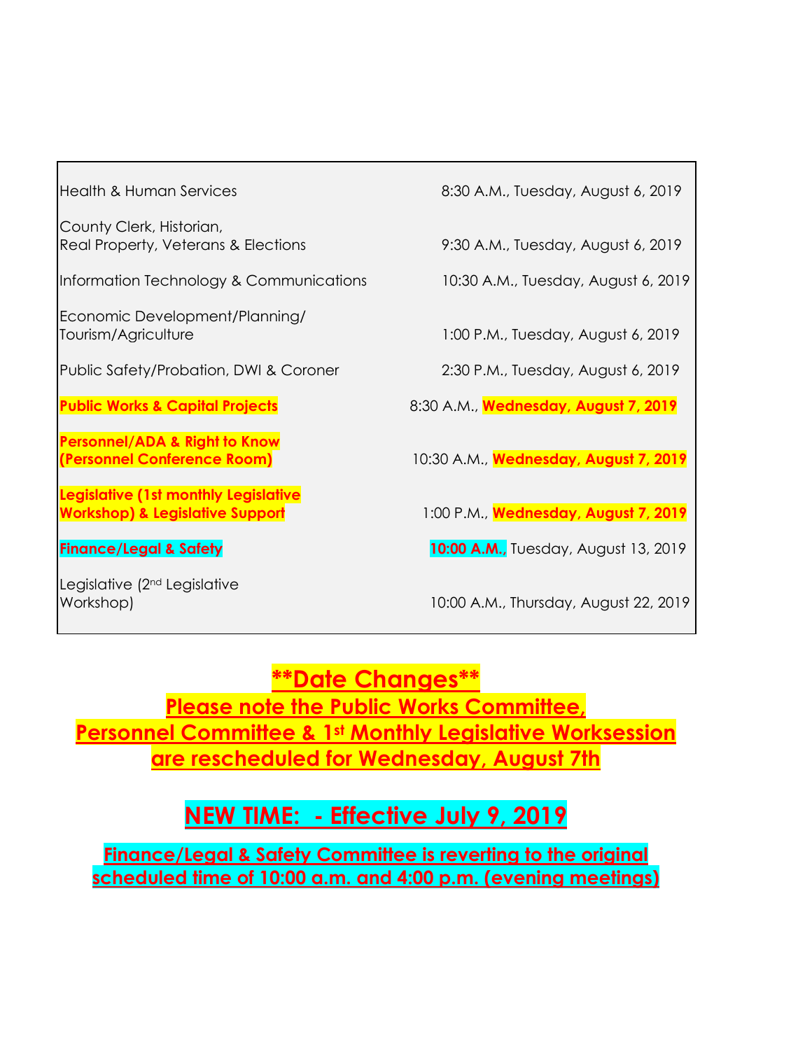| | |
|---|---|
| Health & Human Services | 8:30 A.M., Tuesday, August 6, 2019 |
| County Clerk, Historian, Real Property, Veterans & Elections | 9:30 A.M., Tuesday, August 6, 2019 |
| Information Technology & Communications | 10:30 A.M., Tuesday, August 6, 2019 |
| Economic Development/Planning/ Tourism/Agriculture | 1:00 P.M., Tuesday, August 6, 2019 |
| Public Safety/Probation, DWI & Coroner | 2:30 P.M., Tuesday, August 6, 2019 |
| **Public Works & Capital Projects** | 8:30 A.M., **Wednesday, August 7, 2019** |
| **Personnel/ADA & Right to Know (Personnel Conference Room)** | 10:30 A.M., **Wednesday, August 7, 2019** |
| **Legislative (1st monthly Legislative Workshop) & Legislative Support** | 1:00 P.M., **Wednesday, August 7, 2019** |
| **Finance/Legal & Safety** | **10:00 A.M.,** Tuesday, August 13, 2019 |
| Legislative (2nd Legislative Workshop) | 10:00 A.M., Thursday, August 22, 2019 |

## **Date Changes**

**Please note the Public Works Committee, Personnel Committee & 1st Monthly Legislative Worksession are rescheduled for Wednesday, August 7th**

## NEW TIME: - Effective July 9, 2019

**Finance/Legal & Safety Committee is reverting to the original scheduled time of 10:00 a.m. and 4:00 p.m. (evening meetings)**